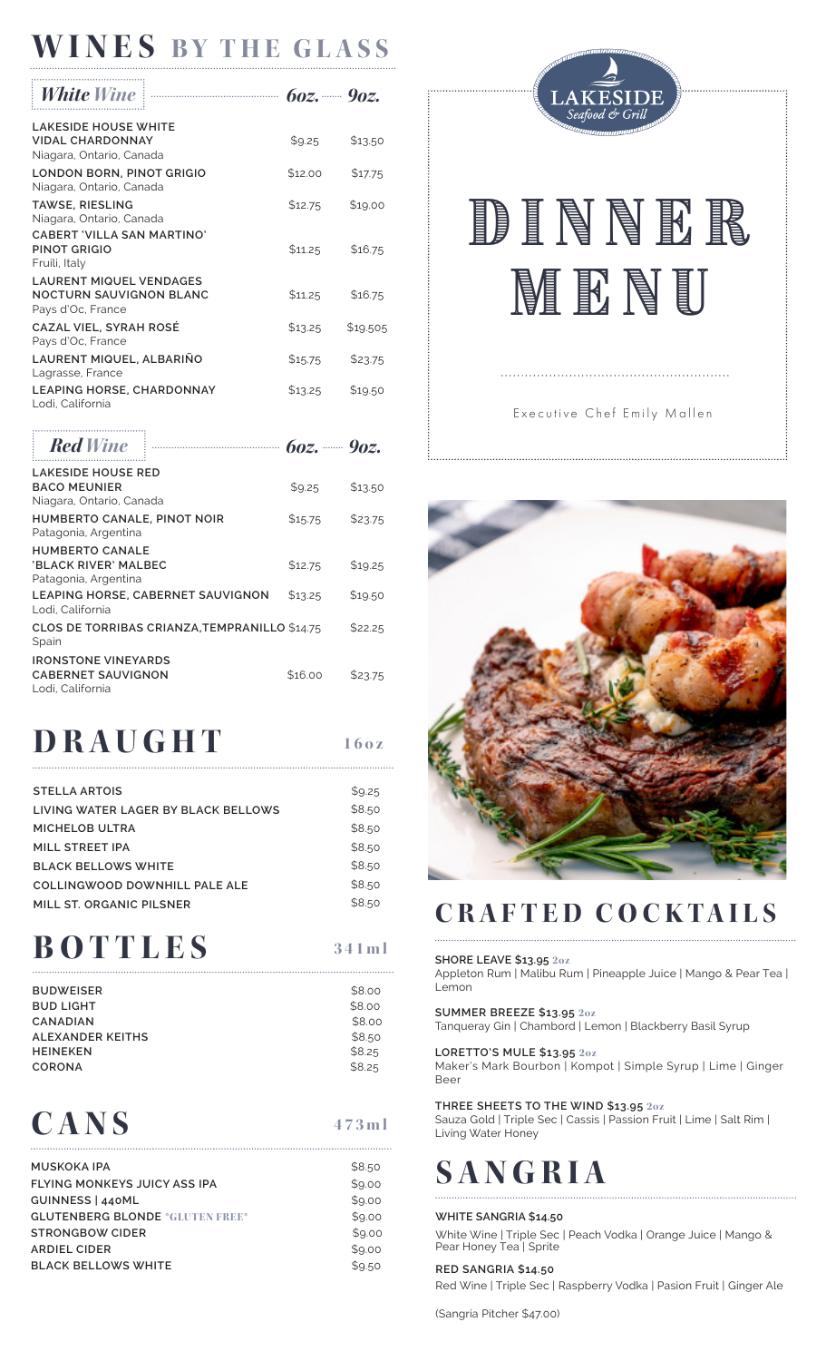# WINES BY THE GLASS

| *White Wine* | 6oz. | 9oz. |
|---|---|---|
| **LAKESIDE HOUSE WHITE VIDAL CHARDONNAY** Niagara, Ontario, Canada | $9.25 | $13.50 |
| **LONDON BORN, PINOT GRIGIO** Niagara, Ontario, Canada | $12.00 | $17.75 |
| **TAWSE, RIESLING** Niagara, Ontario, Canada | $12.75 | $19.00 |
| **CABERT 'VILLA SAN MARTINO' PINOT GRIGIO** Fruili, Italy | $11.25 | $16.75 |
| **LAURENT MIQUEL VENDAGES NOCTURN SAUVIGNON BLANC** Pays d'Oc, France | $11.25 | $16.75 |
| **CAZAL VIEL, SYRAH ROSÉ** Pays d'Oc, France | $13.25 | $19.505 |
| **LAURENT MIQUEL, ALBARIÑO** Lagrasse, France | $15.75 | $23.75 |
| **LEAPING HORSE, CHARDONNAY** Lodi, California | $13.25 | $19.50 |

| *Red Wine* | 6oz. | 9oz. |
|---|---|---|
| **LAKESIDE HOUSE RED BACO MEUNIER** Niagara, Ontario, Canada | $9.25 | $13.50 |
| **HUMBERTO CANALE, PINOT NOIR** Patagonia, Argentina | $15.75 | $23.75 |
| **HUMBERTO CANALE 'BLACK RIVER' MALBEC** Patagonia, Argentina | $12.75 | $19.25 |
| **LEAPING HORSE, CABERNET SAUVIGNON** Lodi, California | $13.25 | $19.50 |
| **CLOS DE TORRIBAS CRIANZA,TEMPRANILLO** Spain | $14.75 | $22.25 |
| **IRONSTONE VINEYARDS CABERNET SAUVIGNON** Lodi, California | $16.00 | $23.75 |

# DRAUGHT

| | 16oz |
|---|---|
| STELLA ARTOIS | $9.25 |
| LIVING WATER LAGER BY BLACK BELLOWS | $8.50 |
| MICHELOB ULTRA | $8.50 |
| MILL STREET IPA | $8.50 |
| BLACK BELLOWS WHITE | $8.50 |
| COLLINGWOOD DOWNHILL PALE ALE | $8.50 |
| MILL ST. ORGANIC PILSNER | $8.50 |

# BOTTLES

| | 341ml |
|---|---|
| BUDWEISER | $8.00 |
| BUD LIGHT | $8.00 |
| CANADIAN | $8.00 |
| ALEXANDER KEITHS | $8.50 |
| HEINEKEN | $8.25 |
| CORONA | $8.25 |

# CANS

| | 473ml |
|---|---|
| MUSKOKA IPA | $8.50 |
| FLYING MONKEYS JUICY ASS IPA | $9.00 |
| GUINNESS \| 440ML | $9.00 |
| GLUTENBERG BLONDE *GLUTEN FREE* | $9.00 |
| STRONGBOW CIDER | $9.00 |
| ARDIEL CIDER | $9.00 |
| BLACK BELLOWS WHITE | $9.50 |

LAKESIDE
Seafood & Grill

# DINNER MENU

Executive Chef Emily Mallen

# CRAFTED COCKTAILS

**SHORE LEAVE $13.95** 2oz
Appleton Rum | Malibu Rum | Pineapple Juice | Mango & Pear Tea | Lemon

**SUMMER BREEZE $13.95** 2oz
Tanqueray Gin | Chambord | Lemon | Blackberry Basil Syrup

**LORETTO'S MULE $13.95** 2oz
Maker's Mark Bourbon | Kompot | Simple Syrup | Lime | Ginger Beer

**THREE SHEETS TO THE WIND $13.95** 2oz
Sauza Gold | Triple Sec | Cassis | Passion Fruit | Lime | Salt Rim | Living Water Honey

# SANGRIA

**WHITE SANGRIA $14.50**
White Wine | Triple Sec | Peach Vodka | Orange Juice | Mango & Pear Honey Tea | Sprite

**RED SANGRIA $14.50**
Red Wine | Triple Sec | Raspberry Vodka | Pasion Fruit | Ginger Ale

(Sangria Pitcher $47.00)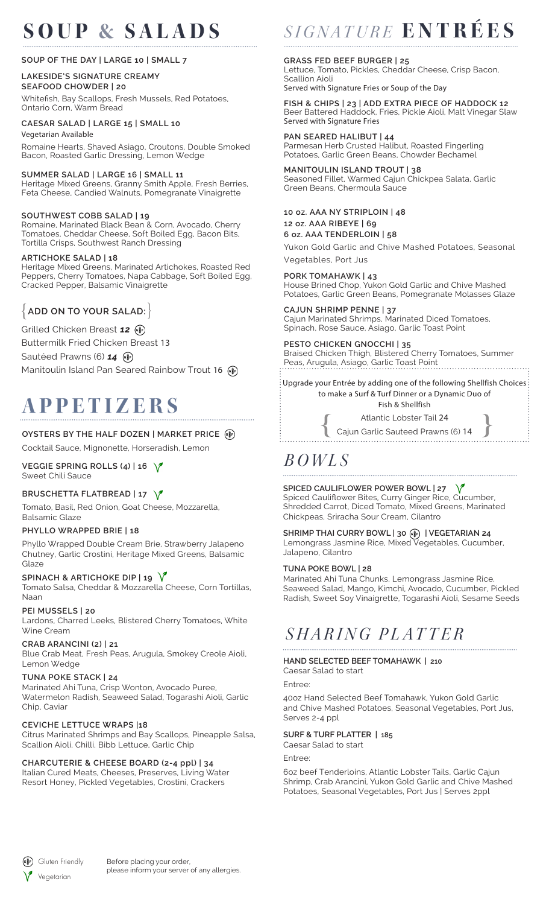# SOUP & SALADS

**SOUP OF THE DAY | LARGE 10 | SMALL 7**

**LAKESIDE'S SIGNATURE CREAMY SEAFOOD CHOWDER | 20**
Whitefish, Bay Scallops, Fresh Mussels, Red Potatoes, Ontario Corn, Warm Bread

**CAESAR SALAD | LARGE 15 | SMALL 10**
Vegetarian Available
Romaine Hearts, Shaved Asiago, Croutons, Double Smoked Bacon, Roasted Garlic Dressing, Lemon Wedge

**SUMMER SALAD | LARGE 16 | SMALL 11**
Heritage Mixed Greens, Granny Smith Apple, Fresh Berries, Feta Cheese, Candied Walnuts, Pomegranate Vinaigrette

**SOUTHWEST COBB SALAD | 19**
Romaine, Marinated Black Bean & Corn, Avocado, Cherry Tomatoes, Cheddar Cheese, Soft Boiled Egg, Bacon Bits, Tortilla Crisps, Southwest Ranch Dressing

**ARTICHOKE SALAD | 18**
Heritage Mixed Greens, Marinated Artichokes, Roasted Red Peppers, Cherry Tomatoes, Napa Cabbage, Soft Boiled Egg, Cracked Pepper, Balsamic Vinaigrette

**{ ADD ON TO YOUR SALAD: }**

Grilled Chicken Breast ***12*** (GF)
Buttermilk Fried Chicken Breast 13
Sautéed Prawns (6) ***14*** (GF)
Manitoulin Island Pan Seared Rainbow Trout 16 (GF)

# APPETIZERS

**OYSTERS BY THE HALF DOZEN | MARKET PRICE** (GF)
Cocktail Sauce, Mignonette, Horseradish, Lemon

**VEGGIE SPRING ROLLS (4) | 16** (V)
Sweet Chili Sauce

**BRUSCHETTA FLATBREAD | 17** (V)
Tomato, Basil, Red Onion, Goat Cheese, Mozzarella, Balsamic Glaze

**PHYLLO WRAPPED BRIE | 18**
Phyllo Wrapped Double Cream Brie, Strawberry Jalapeno Chutney, Garlic Crostini, Heritage Mixed Greens, Balsamic Glaze

**SPINACH & ARTICHOKE DIP | 19** (V)
Tomato Salsa, Cheddar & Mozzarella Cheese, Corn Tortillas, Naan

**PEI MUSSELS | 20**
Lardons, Charred Leeks, Blistered Cherry Tomatoes, White Wine Cream

**CRAB ARANCINI (2) | 21**
Blue Crab Meat, Fresh Peas, Arugula, Smokey Creole Aioli, Lemon Wedge

**TUNA POKE STACK | 24**
Marinated Ahi Tuna, Crisp Wonton, Avocado Puree, Watermelon Radish, Seaweed Salad, Togarashi Aioli, Garlic Chip, Caviar

**CEVICHE LETTUCE WRAPS |18**
Citrus Marinated Shrimps and Bay Scallops, Pineapple Salsa, Scallion Aioli, Chilli, Bibb Lettuce, Garlic Chip

**CHARCUTERIE & CHEESE BOARD (2-4 ppl) | 34**
Italian Cured Meats, Cheeses, Preserves, Living Water Resort Honey, Pickled Vegetables, Crostini, Crackers

# *SIGNATURE* ENTRÉES

**GRASS FED BEEF BURGER | 25**
Lettuce, Tomato, Pickles, Cheddar Cheese, Crisp Bacon, Scallion Aioli
Served with Signature Fries or Soup of the Day

**FISH & CHIPS | 23 | ADD EXTRA PIECE OF HADDOCK 12**
Beer Battered Haddock, Fries, Pickle Aioli, Malt Vinegar Slaw
Served with Signature Fries

**PAN SEARED HALIBUT | 44**
Parmesan Herb Crusted Halibut, Roasted Fingerling Potatoes, Garlic Green Beans, Chowder Bechamel

**MANITOULIN ISLAND TROUT | 38**
Seasoned Fillet, Warmed Cajun Chickpea Salata, Garlic Green Beans, Chermoula Sauce

**10 oz. AAA NY STRIPLOIN | 48**
**12 oz. AAA RIBEYE | 69**
**6 oz. AAA TENDERLOIN | 58**
Yukon Gold Garlic and Chive Mashed Potatoes, Seasonal Vegetables, Port Jus

**PORK TOMAHAWK | 43**
House Brined Chop, Yukon Gold Garlic and Chive Mashed Potatoes, Garlic Green Beans, Pomegranate Molasses Glaze

**CAJUN SHRIMP PENNE | 37**
Cajun Marinated Shrimps, Marinated Diced Tomatoes, Spinach, Rose Sauce, Asiago, Garlic Toast Point

**PESTO CHICKEN GNOCCHI | 35**
Braised Chicken Thigh, Blistered Cherry Tomatoes, Summer Peas, Arugula, Asiago, Garlic Toast Point

Upgrade your Entrée by adding one of the following Shellfish Choices to make a Surf & Turf Dinner or a Dynamic Duo of Fish & Shellfish

{ Atlantic Lobster Tail 24
Cajun Garlic Sauteed Prawns (6) 14 }

# *BOWLS*

**SPICED CAULIFLOWER POWER BOWL | 27** (V)
Spiced Cauliflower Bites, Curry Ginger Rice, Cucumber, Shredded Carrot, Diced Tomato, Mixed Greens, Marinated Chickpeas, Sriracha Sour Cream, Cilantro

**SHRIMP THAI CURRY BOWL | 30** (GF) **| VEGETARIAN 24**
Lemongrass Jasmine Rice, Mixed Vegetables, Cucumber, Jalapeno, Cilantro

**TUNA POKE BOWL | 28**
Marinated Ahi Tuna Chunks, Lemongrass Jasmine Rice, Seaweed Salad, Mango, Kimchi, Avocado, Cucumber, Pickled Radish, Sweet Soy Vinaigrette, Togarashi Aioli, Sesame Seeds

# *SHARING PLATTER*

**HAND SELECTED BEEF TOMAHAWK | 210**
Caesar Salad to start

Entree:

40oz Hand Selected Beef Tomahawk, Yukon Gold Garlic and Chive Mashed Potatoes, Seasonal Vegetables, Port Jus, Serves 2-4 ppl

**SURF & TURF PLATTER | 185**
Caesar Salad to start

Entree:

6oz beef Tenderloins, Atlantic Lobster Tails, Garlic Cajun Shrimp, Crab Arancini, Yukon Gold Garlic and Chive Mashed Potatoes, Seasonal Vegetables, Port Jus | Serves 2ppl

(GF) Gluten Friendly
(V) Vegetarian

Before placing your order, please inform your server of any allergies.